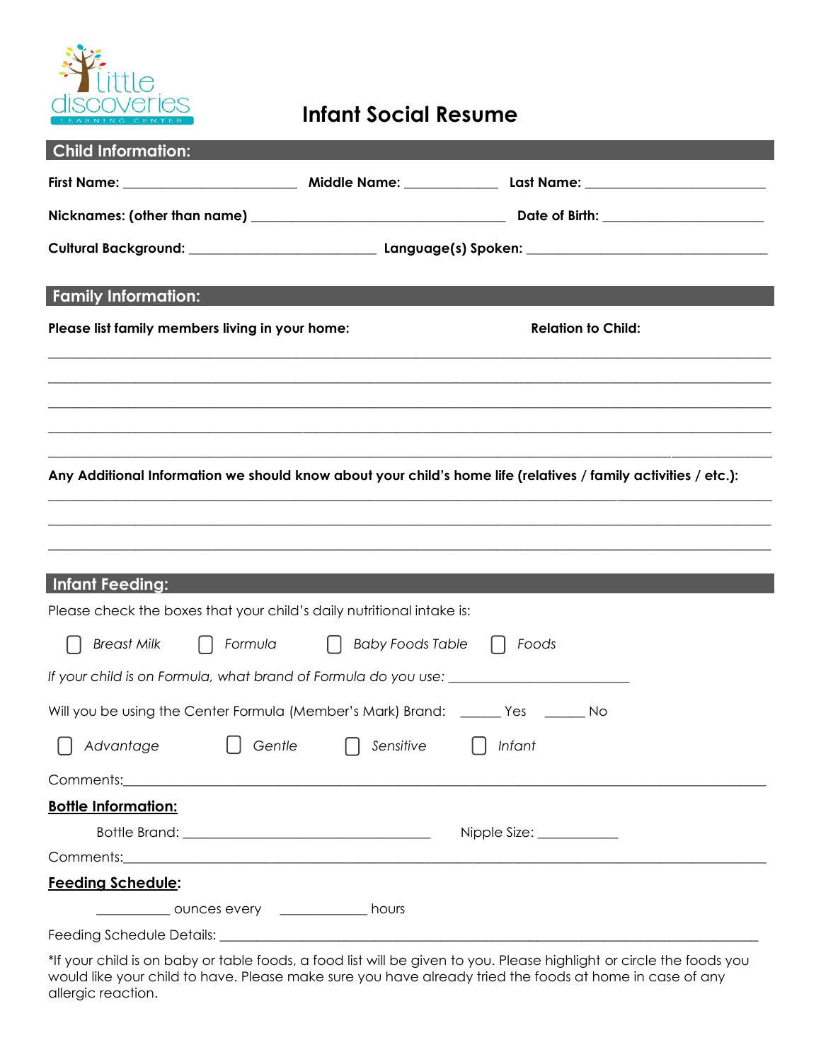little discoveries LEARNING CENTER

# Infant Social Resume

## Child Information:

**First Name:** ______________________ **Middle Name:** ____________ **Last Name:** _______________________

**Nicknames: (other than name)** ________________________________ **Date of Birth:** _____________________

**Cultural Background:** ________________________ **Language(s) Spoken:** _______________________________

## Family Information:

**Please list family members living in your home:** **Relation to Child:**

_____________________________________________________________________________________________

_____________________________________________________________________________________________

_____________________________________________________________________________________________

_____________________________________________________________________________________________

_____________________________________________________________________________________________

**Any Additional Information we should know about your child's home life (relatives / family activities / etc.):**

_____________________________________________________________________________________________

_____________________________________________________________________________________________

_____________________________________________________________________________________________

## Infant Feeding:

Please check the boxes that your child's daily nutritional intake is:

☐ *Breast Milk* ☐ *Formula* ☐ *Baby Foods Table* ☐ *Foods*

*If your child is on Formula, what brand of Formula do you use:* _______________________

Will you be using the Center Formula (Member's Mark) Brand: ______ Yes ______ No

☐ *Advantage* ☐ *Gentle* ☐ *Sensitive* ☐ *Infant*

Comments:_____________________________________________________________________________

**Bottle Information:**

Bottle Brand: _________________________________ Nipple Size: ___________

Comments:_____________________________________________________________________________

**Feeding Schedule:**

__________ ounces every ___________ hours

Feeding Schedule Details: _______________________________________________________________

*If your child is on baby or table foods, a food list will be given to you. Please highlight or circle the foods you would like your child to have. Please make sure you have already tried the foods at home in case of any allergic reaction.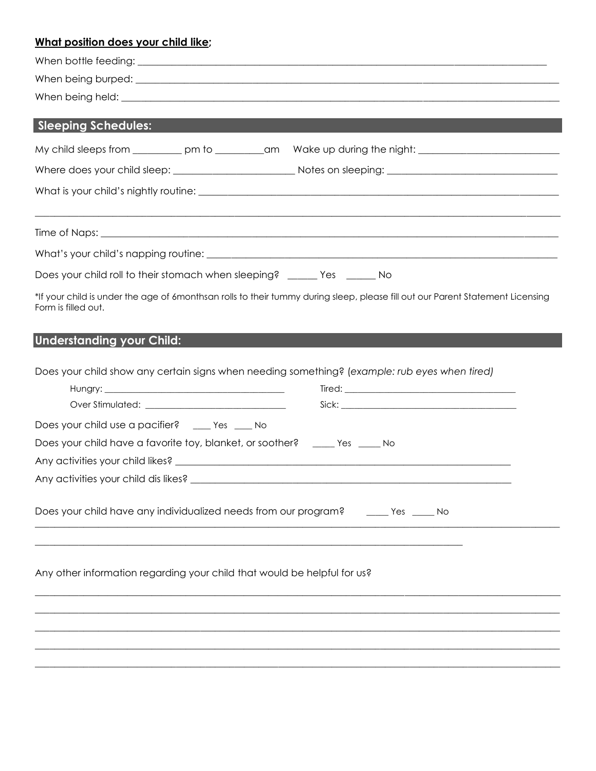**What position does your child like;**

When bottle feeding: ____________________________________________________________________________

When being burped: ____________________________________________________________________________

When being held: ______________________________________________________________________________

## Sleeping Schedules:

My child sleeps from __________ pm to __________am   Wake up during the night: ____________________________

Where does your child sleep: _________________________ Notes on sleeping: __________________________________

What is your child's nightly routine: _______________________________________________________________

______________________________________________________________________________________________

Time of Naps: _________________________________________________________________________________

What's your child's napping routine: ______________________________________________________________

Does your child roll to their stomach when sleeping?   ______ Yes   ______ No

*If your child is under the age of 6monthsan rolls to their tummy during sleep, please fill out our Parent Statement Licensing Form is filled out.

## Understanding your Child:

Does your child show any certain signs when needing something? (*example: rub eyes when tired)*

Hungry: ______________________________________   Tired: ______________________________________

Over Stimulated: _______________________________   Sick: _______________________________________

Does your child use a pacifier?   ____ Yes   ____ No

Does your child have a favorite toy, blanket, or soother?   _____ Yes   _____ No

Any activities your child likes? ______________________________________________________________

Any activities your child dis likes? ___________________________________________________________

Does your child have any individualized needs from our program?   _____ Yes   _____ No

______________________________________________________________________________________________

____________________________________________________________________________

Any other information regarding your child that would be helpful for us?

______________________________________________________________________________________________

______________________________________________________________________________________________

______________________________________________________________________________________________

______________________________________________________________________________________________

______________________________________________________________________________________________